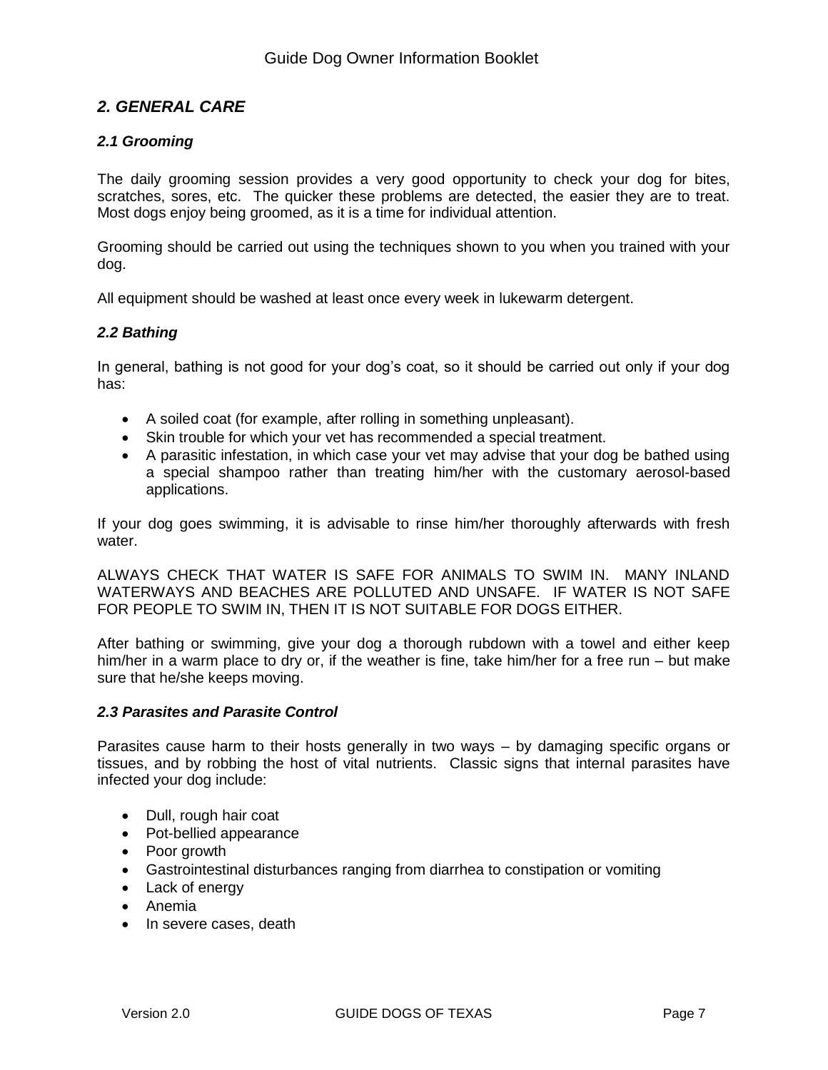## *2. GENERAL CARE*

### *2.1 Grooming*

The daily grooming session provides a very good opportunity to check your dog for bites, scratches, sores, etc. The quicker these problems are detected, the easier they are to treat. Most dogs enjoy being groomed, as it is a time for individual attention.

Grooming should be carried out using the techniques shown to you when you trained with your dog.

All equipment should be washed at least once every week in lukewarm detergent.

### *2.2 Bathing*

In general, bathing is not good for your dog's coat, so it should be carried out only if your dog has:

- A soiled coat (for example, after rolling in something unpleasant).
- Skin trouble for which your vet has recommended a special treatment.
- A parasitic infestation, in which case your vet may advise that your dog be bathed using a special shampoo rather than treating him/her with the customary aerosol-based applications.

If your dog goes swimming, it is advisable to rinse him/her thoroughly afterwards with fresh water.

ALWAYS CHECK THAT WATER IS SAFE FOR ANIMALS TO SWIM IN. MANY INLAND WATERWAYS AND BEACHES ARE POLLUTED AND UNSAFE. IF WATER IS NOT SAFE FOR PEOPLE TO SWIM IN, THEN IT IS NOT SUITABLE FOR DOGS EITHER.

After bathing or swimming, give your dog a thorough rubdown with a towel and either keep him/her in a warm place to dry or, if the weather is fine, take him/her for a free run – but make sure that he/she keeps moving.

### *2.3 Parasites and Parasite Control*

Parasites cause harm to their hosts generally in two ways – by damaging specific organs or tissues, and by robbing the host of vital nutrients. Classic signs that internal parasites have infected your dog include:

- Dull, rough hair coat
- Pot-bellied appearance
- Poor growth
- Gastrointestinal disturbances ranging from diarrhea to constipation or vomiting
- Lack of energy
- Anemia
- In severe cases, death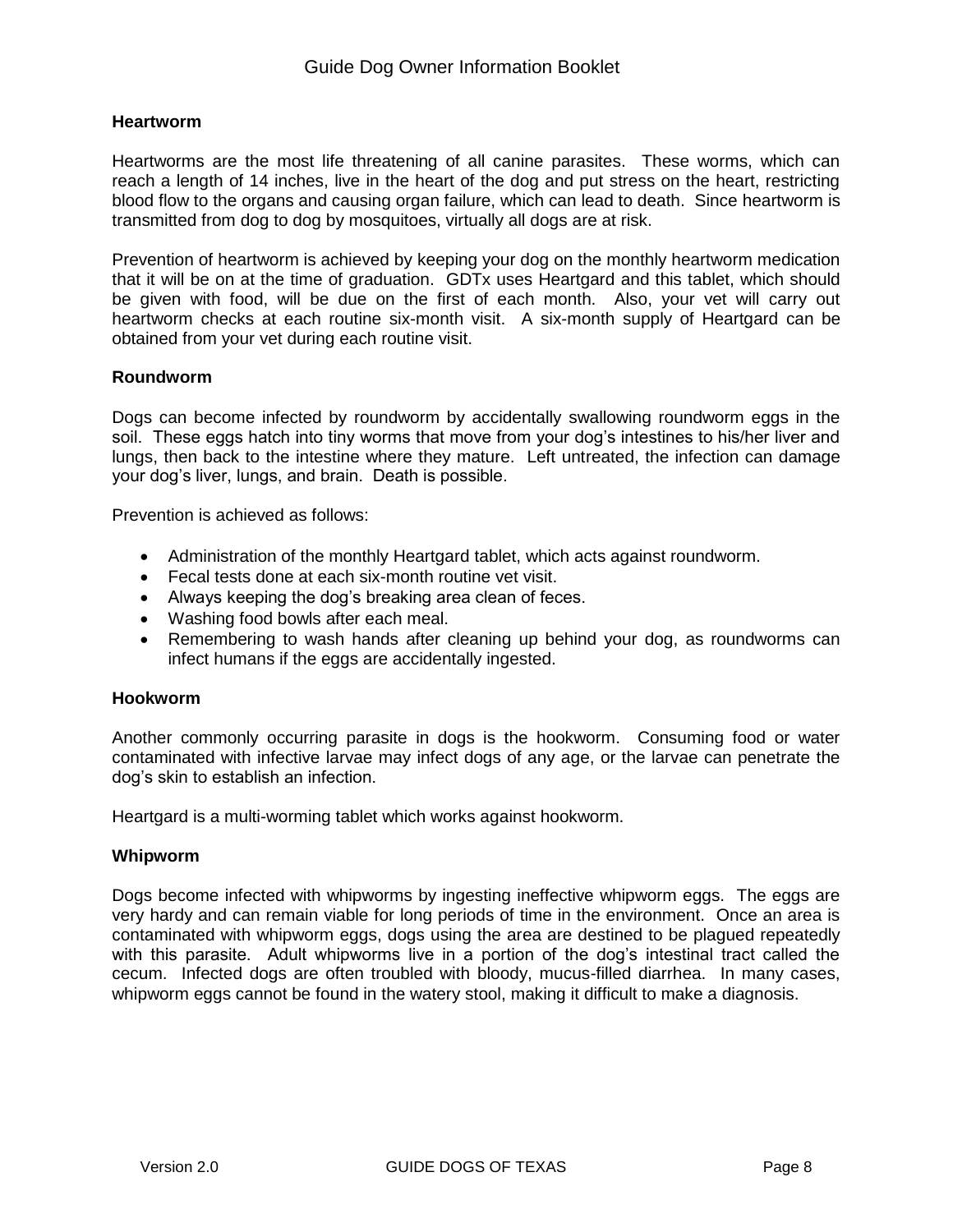### Heartworm

Heartworms are the most life threatening of all canine parasites. These worms, which can reach a length of 14 inches, live in the heart of the dog and put stress on the heart, restricting blood flow to the organs and causing organ failure, which can lead to death. Since heartworm is transmitted from dog to dog by mosquitoes, virtually all dogs are at risk.

Prevention of heartworm is achieved by keeping your dog on the monthly heartworm medication that it will be on at the time of graduation. GDTx uses Heartgard and this tablet, which should be given with food, will be due on the first of each month. Also, your vet will carry out heartworm checks at each routine six-month visit. A six-month supply of Heartgard can be obtained from your vet during each routine visit.

### Roundworm

Dogs can become infected by roundworm by accidentally swallowing roundworm eggs in the soil. These eggs hatch into tiny worms that move from your dog's intestines to his/her liver and lungs, then back to the intestine where they mature. Left untreated, the infection can damage your dog's liver, lungs, and brain. Death is possible.

Prevention is achieved as follows:

- Administration of the monthly Heartgard tablet, which acts against roundworm.
- Fecal tests done at each six-month routine vet visit.
- Always keeping the dog's breaking area clean of feces.
- Washing food bowls after each meal.
- Remembering to wash hands after cleaning up behind your dog, as roundworms can infect humans if the eggs are accidentally ingested.

### Hookworm

Another commonly occurring parasite in dogs is the hookworm. Consuming food or water contaminated with infective larvae may infect dogs of any age, or the larvae can penetrate the dog's skin to establish an infection.

Heartgard is a multi-worming tablet which works against hookworm.

### Whipworm

Dogs become infected with whipworms by ingesting ineffective whipworm eggs. The eggs are very hardy and can remain viable for long periods of time in the environment. Once an area is contaminated with whipworm eggs, dogs using the area are destined to be plagued repeatedly with this parasite. Adult whipworms live in a portion of the dog's intestinal tract called the cecum. Infected dogs are often troubled with bloody, mucus-filled diarrhea. In many cases, whipworm eggs cannot be found in the watery stool, making it difficult to make a diagnosis.